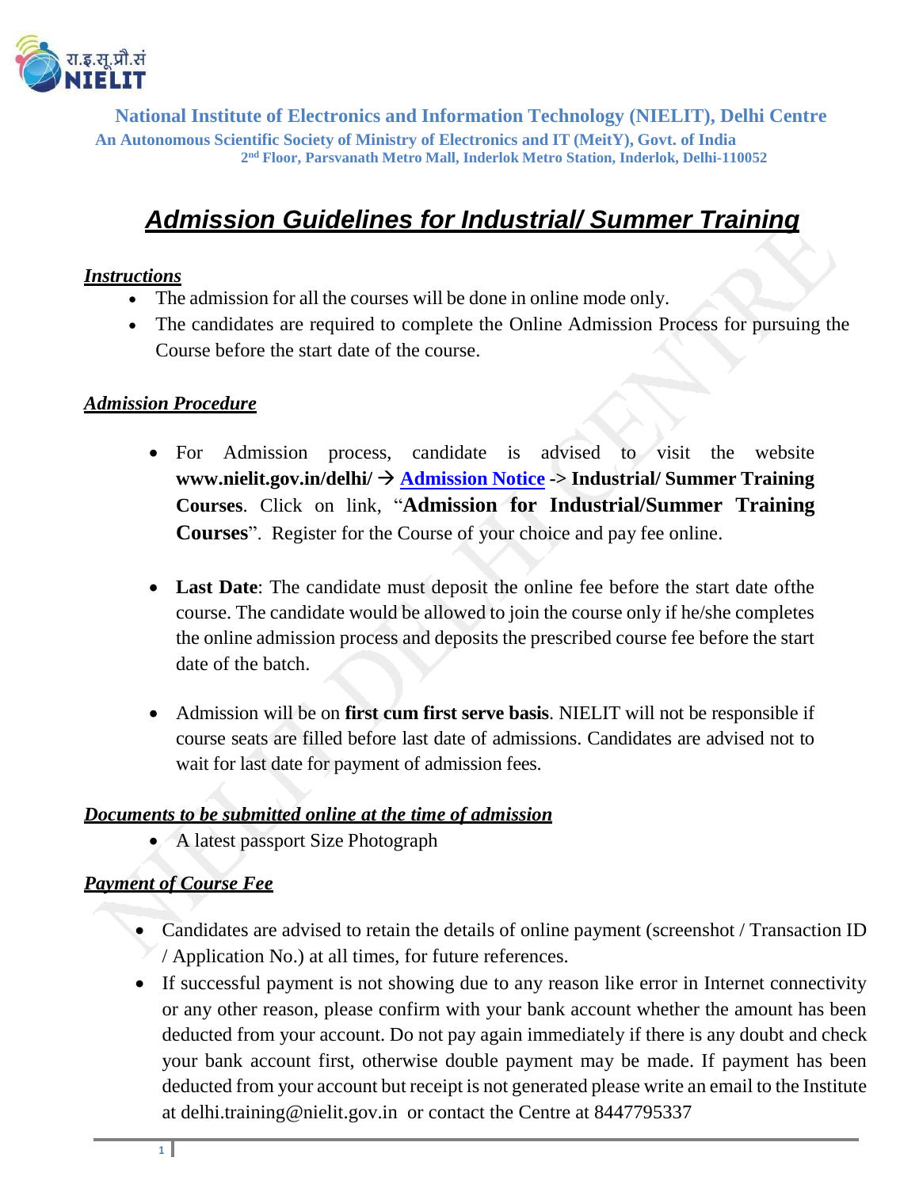**National Institute of Electronics and Information Technology (NIELIT), Delhi Centre**
**An Autonomous Scientific Society of Ministry of Electronics and IT (MeitY), Govt. of India**
**2nd Floor, Parsvanath Metro Mall, Inderlok Metro Station, Inderlok, Delhi-110052**

# *Admission Guidelines for Industrial/ Summer Training*

## *Instructions*

- The admission for all the courses will be done in online mode only.
- The candidates are required to complete the Online Admission Process for pursuing the Course before the start date of the course.

## *Admission Procedure*

- For Admission process, candidate is advised to visit the website **www.nielit.gov.in/delhi/ →** **Admission Notice** **-> Industrial/ Summer Training Courses**. Click on link, "**Admission for Industrial/Summer Training Courses**". Register for the Course of your choice and pay fee online.
- **Last Date**: The candidate must deposit the online fee before the start date ofthe course. The candidate would be allowed to join the course only if he/she completes the online admission process and deposits the prescribed course fee before the start date of the batch.
- Admission will be on **first cum first serve basis**. NIELIT will not be responsible if course seats are filled before last date of admissions. Candidates are advised not to wait for last date for payment of admission fees.

## *Documents to be submitted online at the time of admission*

- A latest passport Size Photograph

## *Payment of Course Fee*

- Candidates are advised to retain the details of online payment (screenshot / Transaction ID / Application No.) at all times, for future references.
- If successful payment is not showing due to any reason like error in Internet connectivity or any other reason, please confirm with your bank account whether the amount has been deducted from your account. Do not pay again immediately if there is any doubt and check your bank account first, otherwise double payment may be made. If payment has been deducted from your account but receipt is not generated please write an email to the Institute at delhi.training@nielit.gov.in or contact the Centre at 8447795337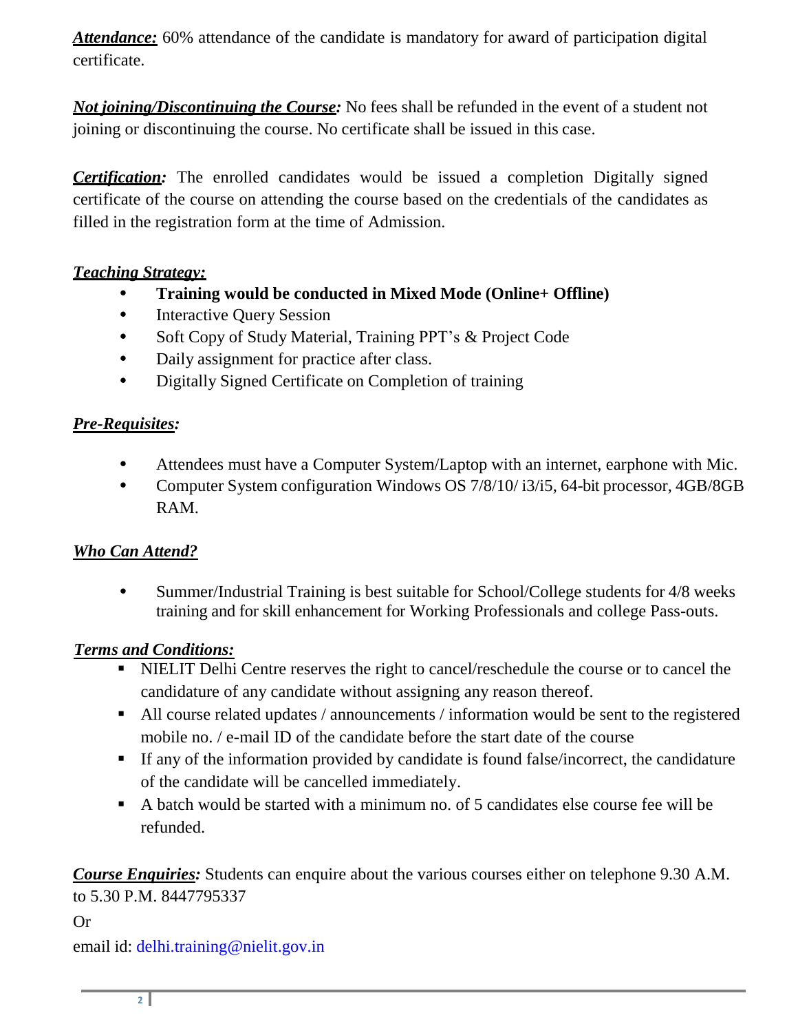***Attendance:*** 60% attendance of the candidate is mandatory for award of participation digital certificate.

***Not joining/Discontinuing the Course:*** No fees shall be refunded in the event of a student not joining or discontinuing the course. No certificate shall be issued in this case.

***Certification:*** The enrolled candidates would be issued a completion Digitally signed certificate of the course on attending the course based on the credentials of the candidates as filled in the registration form at the time of Admission.

***Teaching Strategy:***

- **Training would be conducted in Mixed Mode (Online+ Offline)**
- Interactive Query Session
- Soft Copy of Study Material, Training PPT's & Project Code
- Daily assignment for practice after class.
- Digitally Signed Certificate on Completion of training

***Pre-Requisites:***

- Attendees must have a Computer System/Laptop with an internet, earphone with Mic.
- Computer System configuration Windows OS 7/8/10/ i3/i5, 64-bit processor, 4GB/8GB RAM.

***Who Can Attend?***

- Summer/Industrial Training is best suitable for School/College students for 4/8 weeks training and for skill enhancement for Working Professionals and college Pass-outs.

***Terms and Conditions:***

- NIELIT Delhi Centre reserves the right to cancel/reschedule the course or to cancel the candidature of any candidate without assigning any reason thereof.
- All course related updates / announcements / information would be sent to the registered mobile no. / e-mail ID of the candidate before the start date of the course
- If any of the information provided by candidate is found false/incorrect, the candidature of the candidate will be cancelled immediately.
- A batch would be started with a minimum no. of 5 candidates else course fee will be refunded.

***Course Enquiries:*** Students can enquire about the various courses either on telephone 9.30 A.M. to 5.30 P.M. 8447795337

Or

email id: delhi.training@nielit.gov.in